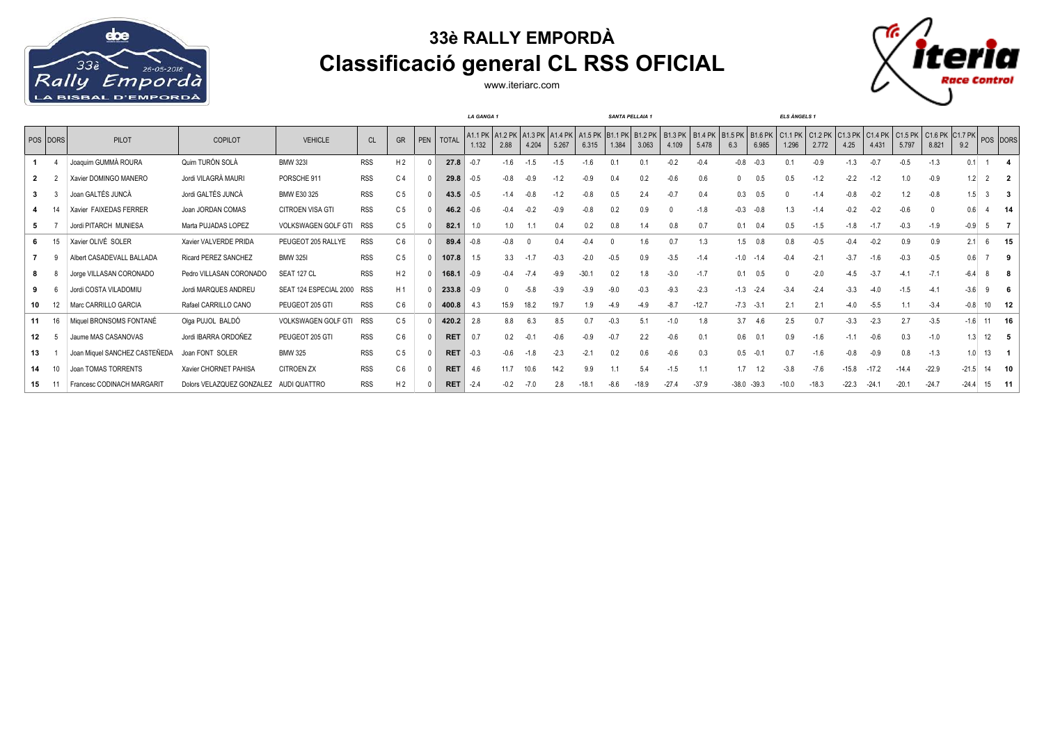# 33è RALLY EMPORDÀ

## Classificació general CL RSS OFICIAL

www.iteriarc.com

| | | | | | | | | | LA GANGA 1 | | | | | SANTA PELLAIA 1 | | | | | | | ELS ÀNGELS 1 | | | | | | | | |
|---|---|---|---|---|---|---|---|---|---|---|---|---|---|---|---|---|---|---|---|---|---|---|---|---|---|---|---|---|---|
| POS | DORS | PILOT | COPILOT | VEHICLE | CL | GR | PEN | TOTAL | A1.1 PK 1.132 | A1.2 PK 2.88 | A1.3 PK 4.204 | A1.4 PK 5.267 | A1.5 PK 6.315 | B1.1 PK 1.384 | B1.2 PK 3.063 | B1.3 PK 4.109 | B1.4 PK 5.478 | B1.5 PK 6.3 | B1.6 PK 6.985 | C1.1 PK 1.296 | C1.2 PK 2.772 | C1.3 PK 4.25 | C1.4 PK 4.431 | C1.5 PK 5.797 | C1.6 PK 8.821 | C1.7 PK 9.2 | POS | DORS |
| 1 | 4 | Joaquim GUMMÀ ROURA | Quim TURÓN SOLÀ | BMW 323I | RSS | H 2 | 0 | 27.8 | -0.7 | -1.6 | -1.5 | -1.5 | -1.6 | 0.1 | 0.1 | -0.2 | -0.4 | -0.8 | -0.3 | 0.1 | -0.9 | -1.3 | -0.7 | -0.5 | -1.3 | 0.1 | 1 | 4 |
| 2 | 2 | Xavier DOMINGO MANERO | Jordi VILAGRÀ MAURI | PORSCHE 911 | RSS | C 4 | 0 | 29.8 | -0.5 | -0.8 | -0.9 | -1.2 | -0.9 | 0.4 | 0.2 | -0.6 | 0.6 | 0 | 0.5 | 0.5 | -1.2 | -2.2 | -1.2 | 1.0 | -0.9 | 1.2 | 2 | 2 |
| 3 | 3 | Joan GALTÉS JUNCÀ | Jordi GALTÉS JUNCÀ | BMW E30 325 | RSS | C 5 | 0 | 43.5 | -0.5 | -1.4 | -0.8 | -1.2 | -0.8 | 0.5 | 2.4 | -0.7 | 0.4 | 0.3 | 0.5 | 0 | -1.4 | -0.8 | -0.2 | 1.2 | -0.8 | 1.5 | 3 | 3 |
| 4 | 14 | Xavier FAIXEDAS FERRER | Joan JORDAN COMAS | CITROEN VISA GTI | RSS | C 5 | 0 | 46.2 | -0.6 | -0.4 | -0.2 | -0.9 | -0.8 | 0.2 | 0.9 | 0 | -1.8 | -0.3 | -0.8 | 1.3 | -1.4 | -0.2 | -0.2 | -0.6 | 0 | 0.6 | 4 | 14 |
| 5 | 7 | Jordi PITARCH MUNIESA | Marta PUJADAS LOPEZ | VOLKSWAGEN GOLF GTI | RSS | C 5 | 0 | 82.1 | 1.0 | 1.0 | 1.1 | 0.4 | 0.2 | 0.8 | 1.4 | 0.8 | 0.7 | 0.1 | 0.4 | 0.5 | -1.5 | -1.8 | -1.7 | -0.3 | -1.9 | -0.9 | 5 | 7 |
| 6 | 15 | Xavier OLIVÉ SOLER | Xavier VALVERDE PRIDA | PEUGEOT 205 RALLYE | RSS | C 6 | 0 | 89.4 | -0.8 | -0.8 | 0 | 0.4 | -0.4 | 0 | 1.6 | 0.7 | 1.3 | 1.5 | 0.8 | 0.8 | -0.5 | -0.4 | -0.2 | 0.9 | 0.9 | 2.1 | 6 | 15 |
| 7 | 9 | Albert CASADEVALL BALLADA | Ricard PEREZ SANCHEZ | BMW 325I | RSS | C 5 | 0 | 107.8 | 1.5 | 3.3 | -1.7 | -0.3 | -2.0 | -0.5 | 0.9 | -3.5 | -1.4 | -1.0 | -1.4 | -0.4 | -2.1 | -3.7 | -1.6 | -0.3 | -0.5 | 0.6 | 7 | 9 |
| 8 | 8 | Jorge VILLASAN CORONADO | Pedro VILLASAN CORONADO | SEAT 127 CL | RSS | H 2 | 0 | 168.1 | -0.9 | -0.4 | -7.4 | -9.9 | -30.1 | 0.2 | 1.8 | -3.0 | -1.7 | 0.1 | 0.5 | 0 | -2.0 | -4.5 | -3.7 | -4.1 | -7.1 | -6.4 | 8 | 8 |
| 9 | 6 | Jordi COSTA VILADOMIU | Jordi MARQUES ANDREU | SEAT 124 ESPECIAL 2000 | RSS | H 1 | 0 | 233.8 | -0.9 | 0 | -5.8 | -3.9 | -3.9 | -9.0 | -0.3 | -9.3 | -2.3 | -1.3 | -2.4 | -3.4 | -2.4 | -3.3 | -4.0 | -1.5 | -4.1 | -3.6 | 9 | 6 |
| 10 | 12 | Marc CARRILLO GARCIA | Rafael CARRILLO CANO | PEUGEOT 205 GTI | RSS | C 6 | 0 | 400.8 | 4.3 | 15.9 | 18.2 | 19.7 | 1.9 | -4.9 | -4.9 | -8.7 | -12.7 | -7.3 | -3.1 | 2.1 | 2.1 | -4.0 | -5.5 | 1.1 | -3.4 | -0.8 | 10 | 12 |
| 11 | 16 | Miquel BRONSOMS FONTANÉ | Olga PUJOL BALDÓ | VOLKSWAGEN GOLF GTI | RSS | C 5 | 0 | 420.2 | 2.8 | 8.8 | 6.3 | 8.5 | 0.7 | -0.3 | 5.1 | -1.0 | 1.8 | 3.7 | 4.6 | 2.5 | 0.7 | -3.3 | -2.3 | 2.7 | -3.5 | -1.6 | 11 | 16 |
| 12 | 5 | Jaume MAS CASANOVAS | Jordi IBARRA ORDOÑEZ | PEUGEOT 205 GTI | RSS | C 6 | 0 | RET | 0.7 | 0.2 | -0.1 | -0.6 | -0.9 | -0.7 | 2.2 | -0.6 | 0.1 | 0.6 | 0.1 | 0.9 | -1.6 | -1.1 | -0.6 | 0.3 | -1.0 | 1.3 | 12 | 5 |
| 13 | 1 | Joan Miquel SANCHEZ CASTEÑEDA | Joan FONT SOLER | BMW 325 | RSS | C 5 | 0 | RET | -0.3 | -0.6 | -1.8 | -2.3 | -2.1 | 0.2 | 0.6 | -0.6 | 0.3 | 0.5 | -0.1 | 0.7 | -1.6 | -0.8 | -0.9 | 0.8 | -1.3 | 1.0 | 13 | 1 |
| 14 | 10 | Joan TOMAS TORRENTS | Xavier CHORNET PAHISA | CITROEN ZX | RSS | C 6 | 0 | RET | 4.6 | 11.7 | 10.6 | 14.2 | 9.9 | 1.1 | 5.4 | -1.5 | 1.1 | 1.7 | 1.2 | -3.8 | -7.6 | -15.8 | -17.2 | -14.4 | -22.9 | -21.5 | 14 | 10 |
| 15 | 11 | Francesc CODINACH MARGARIT | Dolors VELAZQUEZ GONZALEZ | AUDI QUATTRO | RSS | H 2 | 0 | RET | -2.4 | -0.2 | -7.0 | 2.8 | -18.1 | -8.6 | -18.9 | -27.4 | -37.9 | -38.0 | -39.3 | -10.0 | -18.3 | -22.3 | -24.1 | -20.1 | -24.7 | -24.4 | 15 | 11 |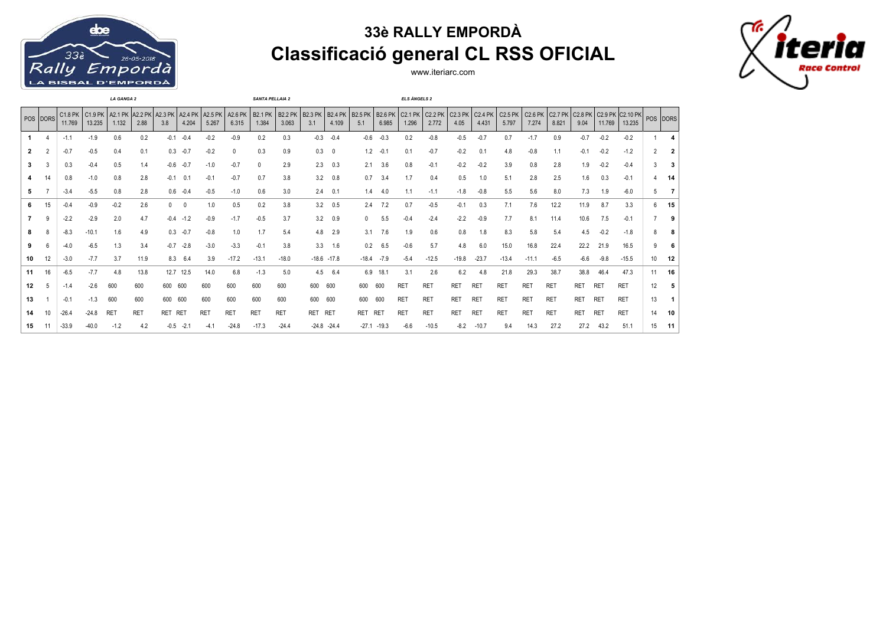# 33è RALLY EMPORDÀ

## Classificació general CL RSS OFICIAL

www.iteriarc.com

| | | LA GANGA 2 | | | | | | | | SANTA PELLAIA 2 | | | | | | | | ELS ÀNGELS 2 | | | | | | | | | | | | | | |
|---|---|---|---|---|---|---|---|---|---|---|---|---|---|---|---|---|---|---|---|---|---|---|---|---|---|---|---|---|---|---|---|---|
| POS | DORS | C1.8 PK 11.769 | C1.9 PK 13.235 | A2.1 PK 1.132 | A2.2 PK 2.88 | A2.3 PK 3.8 | A2.4 PK 4.204 | A2.5 PK 5.267 | A2.6 PK 6.315 | B2.1 PK 1.384 | B2.2 PK 3.063 | B2.3 PK 3.1 | B2.4 PK 4.109 | B2.5 PK 5.1 | B2.6 PK 6.985 | C2.1 PK 1.296 | C2.2 PK 2.772 | C2.3 PK 4.05 | C2.4 PK 4.431 | C2.5 PK 5.797 | C2.6 PK 7.274 | C2.7 PK 8.821 | C2.8 PK 9.04 | C2.9 PK 11.769 | C2.10 PK 13.235 | POS | DORS |
| 1 | 4 | -1.1 | -1.9 | 0.6 | 0.2 | -0.1 | -0.4 | -0.2 | -0.9 | 0.2 | 0.3 | -0.3 | -0.4 | -0.6 | -0.3 | 0.2 | -0.8 | -0.5 | -0.7 | 0.7 | -1.7 | 0.9 | -0.7 | -0.2 | -0.2 | 1 | 4 |
| 2 | 2 | -0.7 | -0.5 | 0.4 | 0.1 | 0.3 | -0.7 | -0.2 | 0 | 0.3 | 0.9 | 0.3 | 0 | 1.2 | -0.1 | 0.1 | -0.7 | -0.2 | 0.1 | 4.8 | -0.8 | 1.1 | -0.1 | -0.2 | -1.2 | 2 | 2 |
| 3 | 3 | 0.3 | -0.4 | 0.5 | 1.4 | -0.6 | -0.7 | -1.0 | -0.7 | 0 | 2.9 | 2.3 | 0.3 | 2.1 | 3.6 | 0.8 | -0.1 | -0.2 | -0.2 | 3.9 | 0.8 | 2.8 | 1.9 | -0.2 | -0.4 | 3 | 3 |
| 4 | 14 | 0.8 | -1.0 | 0.8 | 2.8 | -0.1 | 0.1 | -0.1 | -0.7 | 0.7 | 3.8 | 3.2 | 0.8 | 0.7 | 3.4 | 1.7 | 0.4 | 0.5 | 1.0 | 5.1 | 2.8 | 2.5 | 1.6 | 0.3 | -0.1 | 4 | 14 |
| 5 | 7 | -3.4 | -5.5 | 0.8 | 2.8 | 0.6 | -0.4 | -0.5 | -1.0 | 0.6 | 3.0 | 2.4 | 0.1 | 1.4 | 4.0 | 1.1 | -1.1 | -1.8 | -0.8 | 5.5 | 5.6 | 8.0 | 7.3 | 1.9 | -6.0 | 5 | 7 |
| 6 | 15 | -0.4 | -0.9 | -0.2 | 2.6 | 0 | 0 | 1.0 | 0.5 | 0.2 | 3.8 | 3.2 | 0.5 | 2.4 | 7.2 | 0.7 | -0.5 | -0.1 | 0.3 | 7.1 | 7.6 | 12.2 | 11.9 | 8.7 | 3.3 | 6 | 15 |
| 7 | 9 | -2.2 | -2.9 | 2.0 | 4.7 | -0.4 | -1.2 | -0.9 | -1.7 | -0.5 | 3.7 | 3.2 | 0.9 | 0 | 5.5 | -0.4 | -2.4 | -2.2 | -0.9 | 7.7 | 8.1 | 11.4 | 10.6 | 7.5 | -0.1 | 7 | 9 |
| 8 | 8 | -8.3 | -10.1 | 1.6 | 4.9 | 0.3 | -0.7 | -0.8 | 1.0 | 1.7 | 5.4 | 4.8 | 2.9 | 3.1 | 7.6 | 1.9 | 0.6 | 0.8 | 1.8 | 8.3 | 5.8 | 5.4 | 4.5 | -0.2 | -1.8 | 8 | 8 |
| 9 | 6 | -4.0 | -6.5 | 1.3 | 3.4 | -0.7 | -2.8 | -3.0 | -3.3 | -0.1 | 3.8 | 3.3 | 1.6 | 0.2 | 6.5 | -0.6 | 5.7 | 4.8 | 6.0 | 15.0 | 16.8 | 22.4 | 22.2 | 21.9 | 16.5 | 9 | 6 |
| 10 | 12 | -3.0 | -7.7 | 3.7 | 11.9 | 8.3 | 6.4 | 3.9 | -17.2 | -13.1 | -18.0 | -18.6 | -17.8 | -18.4 | -7.9 | -5.4 | -12.5 | -19.8 | -23.7 | -13.4 | -11.1 | -6.5 | -6.6 | -9.8 | -15.5 | 10 | 12 |
| 11 | 16 | -6.5 | -7.7 | 4.8 | 13.8 | 12.7 | 12.5 | 14.0 | 6.8 | -1.3 | 5.0 | 4.5 | 6.4 | 6.9 | 18.1 | 3.1 | 2.6 | 6.2 | 4.8 | 21.8 | 29.3 | 38.7 | 38.8 | 46.4 | 47.3 | 11 | 16 |
| 12 | 5 | -1.4 | -2.6 | 600 | 600 | 600 | 600 | 600 | 600 | 600 | 600 | 600 | 600 | 600 | 600 | RET | RET | RET | RET | RET | RET | RET | RET | RET | RET | 12 | 5 |
| 13 | 1 | -0.1 | -1.3 | 600 | 600 | 600 | 600 | 600 | 600 | 600 | 600 | 600 | 600 | 600 | 600 | RET | RET | RET | RET | RET | RET | RET | RET | RET | RET | 13 | 1 |
| 14 | 10 | -26.4 | -24.8 | RET | RET | RET | RET | RET | RET | RET | RET | RET | RET | RET | RET | RET | RET | RET | RET | RET | RET | RET | RET | RET | RET | 14 | 10 |
| 15 | 11 | -33.9 | -40.0 | -1.2 | 4.2 | -0.5 | -2.1 | -4.1 | -24.8 | -17.3 | -24.4 | -24.8 | -24.4 | -27.1 | -19.3 | -6.6 | -10.5 | -8.2 | -10.7 | 9.4 | 14.3 | 27.2 | 27.2 | 43.2 | 51.1 | 15 | 11 |